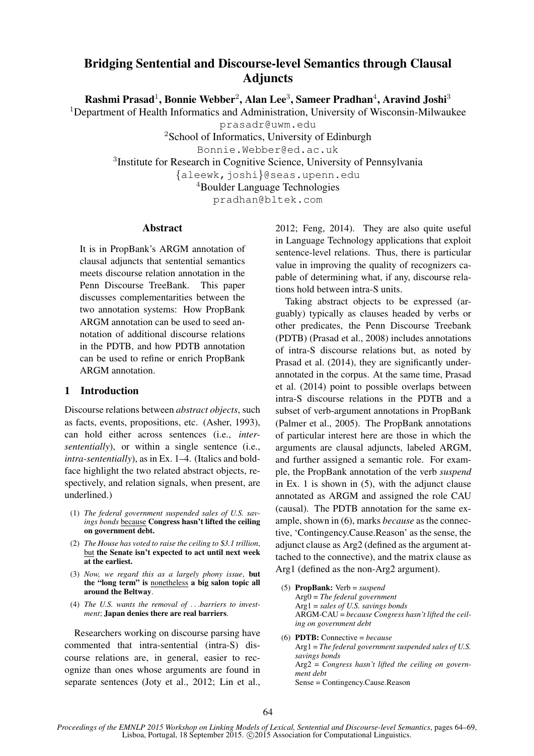# Bridging Sentential and Discourse-level Semantics through Clausal Adjuncts

**Rashmi Prasad**[1], **Bonnie Webber**[2], **Alan Lee**[3], **Sameer Pradhan**[4], **Aravind Joshi**[3]

[1]Department of Health Informatics and Administration, University of Wisconsin-Milwaukee
prasadr@uwm.edu

[2]School of Informatics, University of Edinburgh
Bonnie.Webber@ed.ac.uk

[3]Institute for Research in Cognitive Science, University of Pennsylvania
{aleewk,joshi}@seas.upenn.edu

[4]Boulder Language Technologies
pradhan@bltek.com

## Abstract

It is in PropBank's ARGM annotation of clausal adjuncts that sentential semantics meets discourse relation annotation in the Penn Discourse TreeBank. This paper discusses complementarities between the two annotation systems: How PropBank ARGM annotation can be used to seed annotation of additional discourse relations in the PDTB, and how PDTB annotation can be used to refine or enrich PropBank ARGM annotation.

## 1 Introduction

Discourse relations between *abstract objects*, such as facts, events, propositions, etc. (Asher, 1993), can hold either across sentences (i.e., *inter-sententially*), or within a single sentence (i.e., *intra-sententially*), as in Ex. 1–4. (Italics and bold-face highlight the two related abstract objects, respectively, and relation signals, when present, are underlined.)

(1) *The federal government suspended sales of U.S. savings bonds* because **Congress hasn't lifted the ceiling on government debt.**

(2) *The House has voted to raise the ceiling to \$3.1 trillion*, but **the Senate isn't expected to act until next week at the earliest.**

(3) *Now, we regard this as a largely phony issue*, **but the "long term" is** nonetheless **a big salon topic all around the Beltway**.

(4) *The U.S. wants the removal of ...barriers to investment*; **Japan denies there are real barriers**.

Researchers working on discourse parsing have commented that intra-sentential (intra-S) discourse relations are, in general, easier to recognize than ones whose arguments are found in separate sentences (Joty et al., 2012; Lin et al., 2012; Feng, 2014). They are also quite useful in Language Technology applications that exploit sentence-level relations. Thus, there is particular value in improving the quality of recognizers capable of determining what, if any, discourse relations hold between intra-S units.

Taking abstract objects to be expressed (arguably) typically as clauses headed by verbs or other predicates, the Penn Discourse Treebank (PDTB) (Prasad et al., 2008) includes annotations of intra-S discourse relations but, as noted by Prasad et al. (2014), they are significantly under-annotated in the corpus. At the same time, Prasad et al. (2014) point to possible overlaps between intra-S discourse relations in the PDTB and a subset of verb-argument annotations in PropBank (Palmer et al., 2005). The PropBank annotations of particular interest here are those in which the arguments are clausal adjuncts, labeled ARGM, and further assigned a semantic role. For example, the PropBank annotation of the verb *suspend* in Ex. 1 is shown in (5), with the adjunct clause annotated as ARGM and assigned the role CAU (causal). The PDTB annotation for the same example, shown in (6), marks *because* as the connective, 'Contingency.Cause.Reason' as the sense, the adjunct clause as Arg2 (defined as the argument attached to the connective), and the matrix clause as Arg1 (defined as the non-Arg2 argument).

(5) **PropBank:** Verb = *suspend*
Arg0 = *The federal government*
Arg1 = *sales of U.S. savings bonds*
ARGM-CAU = *because Congress hasn't lifted the ceiling on government debt*

(6) **PDTB:** Connective = *because*
Arg1 = *The federal government suspended sales of U.S. savings bonds*
Arg2 = *Congress hasn't lifted the ceiling on government debt*
Sense = Contingency.Cause.Reason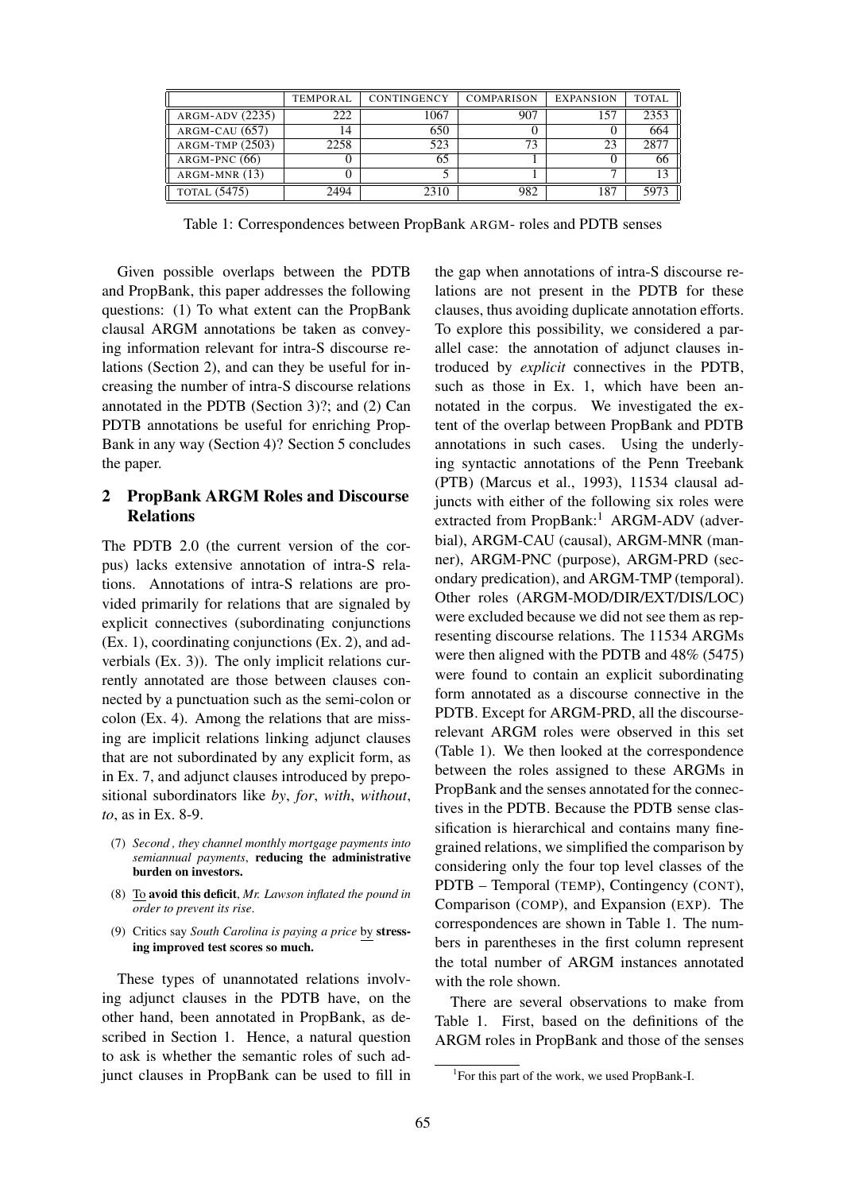|  | TEMPORAL | CONTINGENCY | COMPARISON | EXPANSION | TOTAL |
|---|---|---|---|---|---|
| ARGM-ADV (2235) | 222 | 1067 | 907 | 157 | 2353 |
| ARGM-CAU (657) | 14 | 650 | 0 | 0 | 664 |
| ARGM-TMP (2503) | 2258 | 523 | 73 | 23 | 2877 |
| ARGM-PNC (66) | 0 | 65 | 1 | 0 | 66 |
| ARGM-MNR (13) | 0 | 5 | 1 | 7 | 13 |
| TOTAL (5475) | 2494 | 2310 | 982 | 187 | 5973 |

Table 1: Correspondences between PropBank ARGM- roles and PDTB senses

Given possible overlaps between the PDTB and PropBank, this paper addresses the following questions: (1) To what extent can the PropBank clausal ARGM annotations be taken as conveying information relevant for intra-S discourse relations (Section 2), and can they be useful for increasing the number of intra-S discourse relations annotated in the PDTB (Section 3)?; and (2) Can PDTB annotations be useful for enriching PropBank in any way (Section 4)? Section 5 concludes the paper.

## 2 PropBank ARGM Roles and Discourse Relations

The PDTB 2.0 (the current version of the corpus) lacks extensive annotation of intra-S relations. Annotations of intra-S relations are provided primarily for relations that are signaled by explicit connectives (subordinating conjunctions (Ex. 1), coordinating conjunctions (Ex. 2), and adverbials (Ex. 3)). The only implicit relations currently annotated are those between clauses connected by a punctuation such as the semi-colon or colon (Ex. 4). Among the relations that are missing are implicit relations linking adjunct clauses that are not subordinated by any explicit form, as in Ex. 7, and adjunct clauses introduced by prepositional subordinators like *by*, *for*, *with*, *without*, *to*, as in Ex. 8-9.

(7) *Second , they channel monthly mortgage payments into semiannual payments*, **reducing the administrative burden on investors.**

(8) To **avoid this deficit**, *Mr. Lawson inflated the pound in order to prevent its rise*.

(9) Critics say *South Carolina is paying a price* by **stressing improved test scores so much.**

These types of unannotated relations involving adjunct clauses in the PDTB have, on the other hand, been annotated in PropBank, as described in Section 1. Hence, a natural question to ask is whether the semantic roles of such adjunct clauses in PropBank can be used to fill in the gap when annotations of intra-S discourse relations are not present in the PDTB for these clauses, thus avoiding duplicate annotation efforts. To explore this possibility, we considered a parallel case: the annotation of adjunct clauses introduced by *explicit* connectives in the PDTB, such as those in Ex. 1, which have been annotated in the corpus. We investigated the extent of the overlap between PropBank and PDTB annotations in such cases. Using the underlying syntactic annotations of the Penn Treebank (PTB) (Marcus et al., 1993), 11534 clausal adjuncts with either of the following six roles were extracted from PropBank:[1] ARGM-ADV (adverbial), ARGM-CAU (causal), ARGM-MNR (manner), ARGM-PNC (purpose), ARGM-PRD (secondary predication), and ARGM-TMP (temporal). Other roles (ARGM-MOD/DIR/EXT/DIS/LOC) were excluded because we did not see them as representing discourse relations. The 11534 ARGMs were then aligned with the PDTB and 48% (5475) were found to contain an explicit subordinating form annotated as a discourse connective in the PDTB. Except for ARGM-PRD, all the discourse-relevant ARGM roles were observed in this set (Table 1). We then looked at the correspondence between the roles assigned to these ARGMs in PropBank and the senses annotated for the connectives in the PDTB. Because the PDTB sense classification is hierarchical and contains many fine-grained relations, we simplified the comparison by considering only the four top level classes of the PDTB – Temporal (TEMP), Contingency (CONT), Comparison (COMP), and Expansion (EXP). The correspondences are shown in Table 1. The numbers in parentheses in the first column represent the total number of ARGM instances annotated with the role shown.

There are several observations to make from Table 1. First, based on the definitions of the ARGM roles in PropBank and those of the senses

[1]For this part of the work, we used PropBank-I.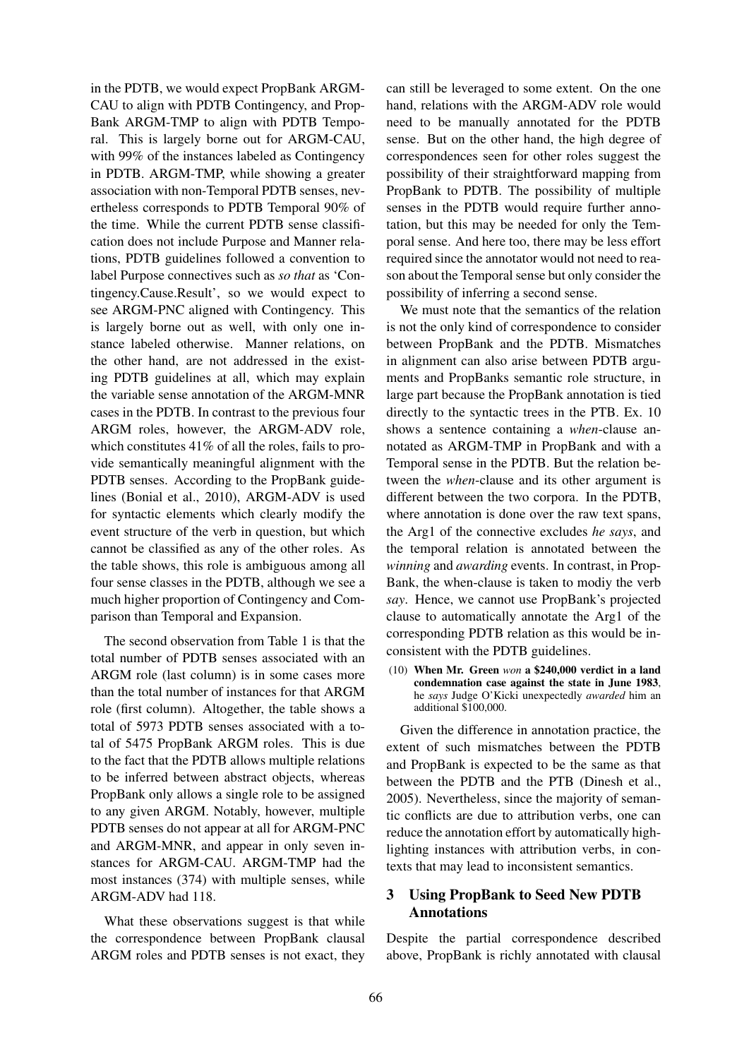in the PDTB, we would expect PropBank ARGM-CAU to align with PDTB Contingency, and PropBank ARGM-TMP to align with PDTB Temporal. This is largely borne out for ARGM-CAU, with 99% of the instances labeled as Contingency in PDTB. ARGM-TMP, while showing a greater association with non-Temporal PDTB senses, nevertheless corresponds to PDTB Temporal 90% of the time. While the current PDTB sense classification does not include Purpose and Manner relations, PDTB guidelines followed a convention to label Purpose connectives such as *so that* as 'Contingency.Cause.Result', so we would expect to see ARGM-PNC aligned with Contingency. This is largely borne out as well, with only one instance labeled otherwise. Manner relations, on the other hand, are not addressed in the existing PDTB guidelines at all, which may explain the variable sense annotation of the ARGM-MNR cases in the PDTB. In contrast to the previous four ARGM roles, however, the ARGM-ADV role, which constitutes 41% of all the roles, fails to provide semantically meaningful alignment with the PDTB senses. According to the PropBank guidelines (Bonial et al., 2010), ARGM-ADV is used for syntactic elements which clearly modify the event structure of the verb in question, but which cannot be classified as any of the other roles. As the table shows, this role is ambiguous among all four sense classes in the PDTB, although we see a much higher proportion of Contingency and Comparison than Temporal and Expansion.

The second observation from Table 1 is that the total number of PDTB senses associated with an ARGM role (last column) is in some cases more than the total number of instances for that ARGM role (first column). Altogether, the table shows a total of 5973 PDTB senses associated with a total of 5475 PropBank ARGM roles. This is due to the fact that the PDTB allows multiple relations to be inferred between abstract objects, whereas PropBank only allows a single role to be assigned to any given ARGM. Notably, however, multiple PDTB senses do not appear at all for ARGM-PNC and ARGM-MNR, and appear in only seven instances for ARGM-CAU. ARGM-TMP had the most instances (374) with multiple senses, while ARGM-ADV had 118.

What these observations suggest is that while the correspondence between PropBank clausal ARGM roles and PDTB senses is not exact, they can still be leveraged to some extent. On the one hand, relations with the ARGM-ADV role would need to be manually annotated for the PDTB sense. But on the other hand, the high degree of correspondences seen for other roles suggest the possibility of their straightforward mapping from PropBank to PDTB. The possibility of multiple senses in the PDTB would require further annotation, but this may be needed for only the Temporal sense. And here too, there may be less effort required since the annotator would not need to reason about the Temporal sense but only consider the possibility of inferring a second sense.

We must note that the semantics of the relation is not the only kind of correspondence to consider between PropBank and the PDTB. Mismatches in alignment can also arise between PDTB arguments and PropBanks semantic role structure, in large part because the PropBank annotation is tied directly to the syntactic trees in the PTB. Ex. 10 shows a sentence containing a *when*-clause annotated as ARGM-TMP in PropBank and with a Temporal sense in the PDTB. But the relation between the *when*-clause and its other argument is different between the two corpora. In the PDTB, where annotation is done over the raw text spans, the Arg1 of the connective excludes *he says*, and the temporal relation is annotated between the *winning* and *awarding* events. In contrast, in PropBank, the when-clause is taken to modiy the verb *say*. Hence, we cannot use PropBank's projected clause to automatically annotate the Arg1 of the corresponding PDTB relation as this would be inconsistent with the PDTB guidelines.

(10) **When Mr. Green** *won* **a $240,000 verdict in a land condemnation case against the state in June 1983**, he *says* Judge O'Kicki unexpectedly *awarded* him an additional $100,000.

Given the difference in annotation practice, the extent of such mismatches between the PDTB and PropBank is expected to be the same as that between the PDTB and the PTB (Dinesh et al., 2005). Nevertheless, since the majority of semantic conflicts are due to attribution verbs, one can reduce the annotation effort by automatically highlighting instances with attribution verbs, in contexts that may lead to inconsistent semantics.

## 3 Using PropBank to Seed New PDTB Annotations

Despite the partial correspondence described above, PropBank is richly annotated with clausal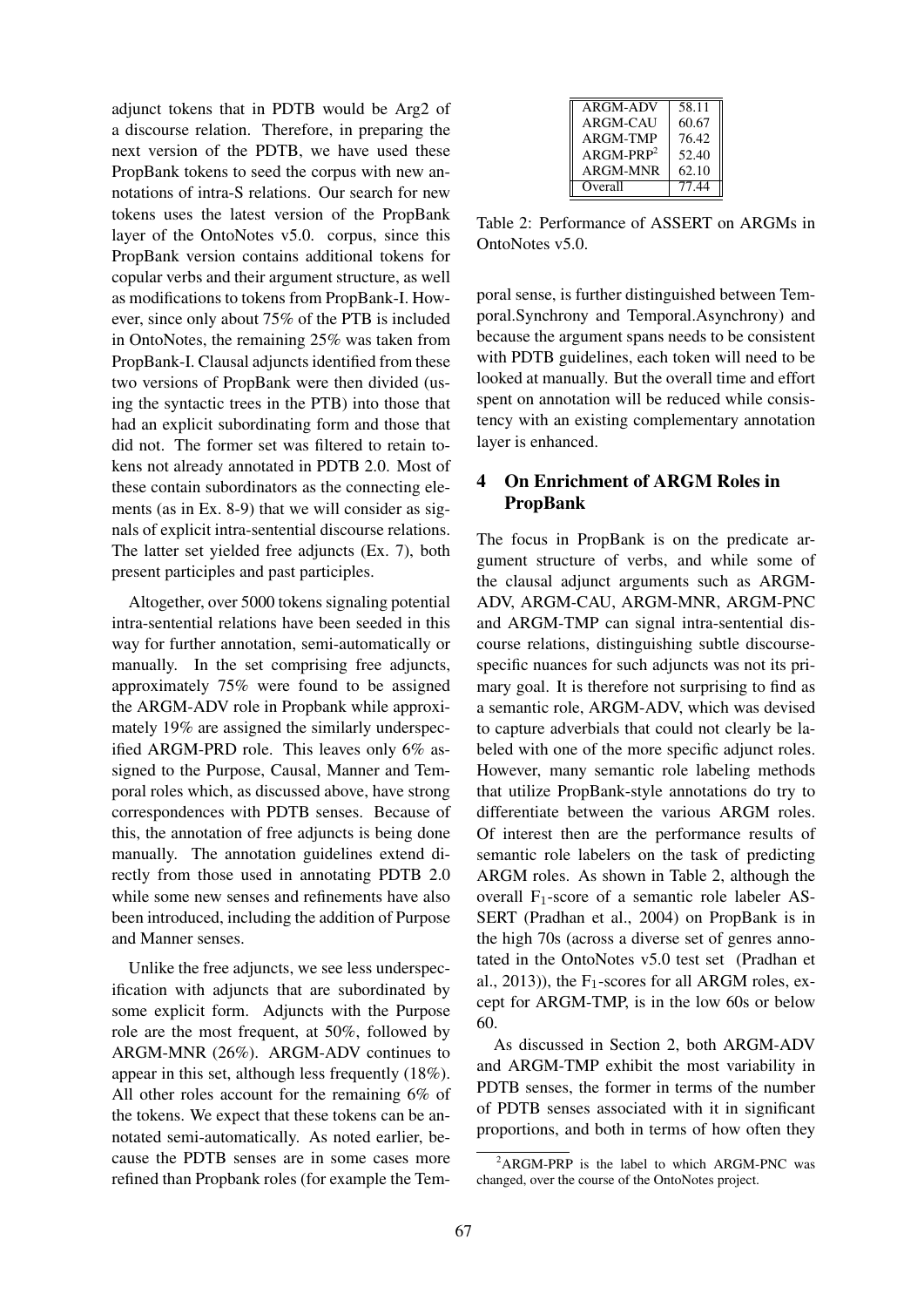adjunct tokens that in PDTB would be Arg2 of a discourse relation. Therefore, in preparing the next version of the PDTB, we have used these PropBank tokens to seed the corpus with new annotations of intra-S relations. Our search for new tokens uses the latest version of the PropBank layer of the OntoNotes v5.0. corpus, since this PropBank version contains additional tokens for copular verbs and their argument structure, as well as modifications to tokens from PropBank-I. However, since only about 75% of the PTB is included in OntoNotes, the remaining 25% was taken from PropBank-I. Clausal adjuncts identified from these two versions of PropBank were then divided (using the syntactic trees in the PTB) into those that had an explicit subordinating form and those that did not. The former set was filtered to retain tokens not already annotated in PDTB 2.0. Most of these contain subordinators as the connecting elements (as in Ex. 8-9) that we will consider as signals of explicit intra-sentential discourse relations. The latter set yielded free adjuncts (Ex. 7), both present participles and past participles.

Altogether, over 5000 tokens signaling potential intra-sentential relations have been seeded in this way for further annotation, semi-automatically or manually. In the set comprising free adjuncts, approximately 75% were found to be assigned the ARGM-ADV role in Propbank while approximately 19% are assigned the similarly underspecified ARGM-PRD role. This leaves only 6% assigned to the Purpose, Causal, Manner and Temporal roles which, as discussed above, have strong correspondences with PDTB senses. Because of this, the annotation of free adjuncts is being done manually. The annotation guidelines extend directly from those used in annotating PDTB 2.0 while some new senses and refinements have also been introduced, including the addition of Purpose and Manner senses.

Unlike the free adjuncts, we see less underspecification with adjuncts that are subordinated by some explicit form. Adjuncts with the Purpose role are the most frequent, at 50%, followed by ARGM-MNR (26%). ARGM-ADV continues to appear in this set, although less frequently (18%). All other roles account for the remaining 6% of the tokens. We expect that these tokens can be annotated semi-automatically. As noted earlier, because the PDTB senses are in some cases more refined than Propbank roles (for example the Temporal sense, is further distinguished between Temporal.Synchrony and Temporal.Asynchrony) and because the argument spans needs to be consistent with PDTB guidelines, each token will need to be looked at manually. But the overall time and effort spent on annotation will be reduced while consistency with an existing complementary annotation layer is enhanced.

| | |
|---|---|
| ARGM-ADV | 58.11 |
| ARGM-CAU | 60.67 |
| ARGM-TMP | 76.42 |
| ARGM-PRP[2] | 52.40 |
| ARGM-MNR | 62.10 |
| Overall | 77.44 |

Table 2: Performance of ASSERT on ARGMs in OntoNotes v5.0.

## 4 On Enrichment of ARGM Roles in PropBank

The focus in PropBank is on the predicate argument structure of verbs, and while some of the clausal adjunct arguments such as ARGM-ADV, ARGM-CAU, ARGM-MNR, ARGM-PNC and ARGM-TMP can signal intra-sentential discourse relations, distinguishing subtle discourse-specific nuances for such adjuncts was not its primary goal. It is therefore not surprising to find as a semantic role, ARGM-ADV, which was devised to capture adverbials that could not clearly be labeled with one of the more specific adjunct roles. However, many semantic role labeling methods that utilize PropBank-style annotations do try to differentiate between the various ARGM roles. Of interest then are the performance results of semantic role labelers on the task of predicting ARGM roles. As shown in Table 2, although the overall $F_1$-score of a semantic role labeler ASSERT (Pradhan et al., 2004) on PropBank is in the high 70s (across a diverse set of genres annotated in the OntoNotes v5.0 test set (Pradhan et al., 2013)), the $F_1$-scores for all ARGM roles, except for ARGM-TMP, is in the low 60s or below 60.

As discussed in Section 2, both ARGM-ADV and ARGM-TMP exhibit the most variability in PDTB senses, the former in terms of the number of PDTB senses associated with it in significant proportions, and both in terms of how often they

[2] ARGM-PRP is the label to which ARGM-PNC was changed, over the course of the OntoNotes project.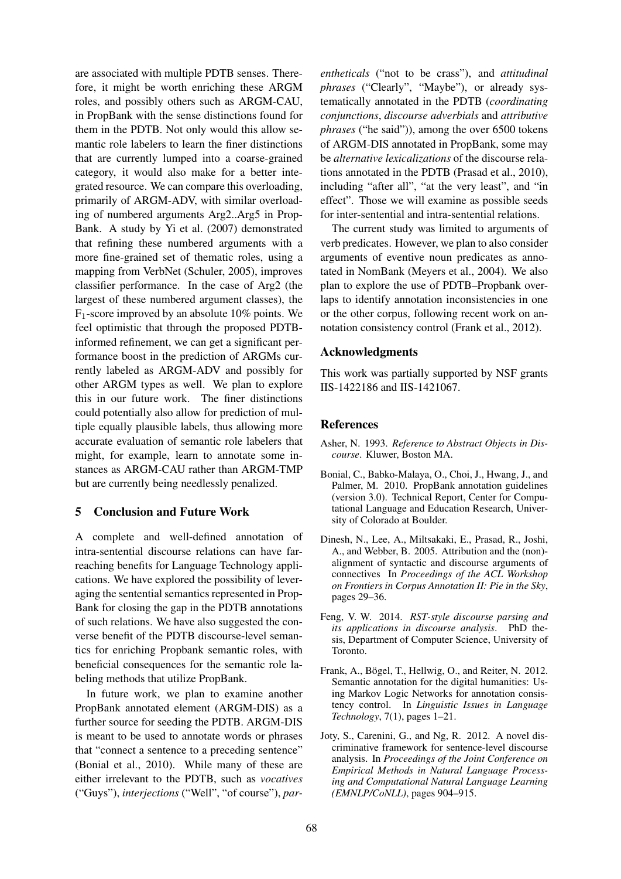are associated with multiple PDTB senses. Therefore, it might be worth enriching these ARGM roles, and possibly others such as ARGM-CAU, in PropBank with the sense distinctions found for them in the PDTB. Not only would this allow semantic role labelers to learn the finer distinctions that are currently lumped into a coarse-grained category, it would also make for a better integrated resource. We can compare this overloading, primarily of ARGM-ADV, with similar overloading of numbered arguments Arg2..Arg5 in PropBank. A study by Yi et al. (2007) demonstrated that refining these numbered arguments with a more fine-grained set of thematic roles, using a mapping from VerbNet (Schuler, 2005), improves classifier performance. In the case of Arg2 (the largest of these numbered argument classes), the $F_1$-score improved by an absolute 10% points. We feel optimistic that through the proposed PDTB-informed refinement, we can get a significant performance boost in the prediction of ARGMs currently labeled as ARGM-ADV and possibly for other ARGM types as well. We plan to explore this in our future work. The finer distinctions could potentially also allow for prediction of multiple equally plausible labels, thus allowing more accurate evaluation of semantic role labelers that might, for example, learn to annotate some instances as ARGM-CAU rather than ARGM-TMP but are currently being needlessly penalized.

## 5 Conclusion and Future Work

A complete and well-defined annotation of intra-sentential discourse relations can have far-reaching benefits for Language Technology applications. We have explored the possibility of leveraging the sentential semantics represented in PropBank for closing the gap in the PDTB annotations of such relations. We have also suggested the converse benefit of the PDTB discourse-level semantics for enriching Propbank semantic roles, with beneficial consequences for the semantic role labeling methods that utilize PropBank.

In future work, we plan to examine another PropBank annotated element (ARGM-DIS) as a further source for seeding the PDTB. ARGM-DIS is meant to be used to annotate words or phrases that "connect a sentence to a preceding sentence" (Bonial et al., 2010). While many of these are either irrelevant to the PDTB, such as *vocatives* ("Guys"), *interjections* ("Well", "of course"), *parentheticals* ("not to be crass"), and *attitudinal phrases* ("Clearly", "Maybe"), or already systematically annotated in the PDTB (*coordinating conjunctions*, *discourse adverbials* and *attributive phrases* ("he said")), among the over 6500 tokens of ARGM-DIS annotated in PropBank, some may be *alternative lexicalizations* of the discourse relations annotated in the PDTB (Prasad et al., 2010), including "after all", "at the very least", and "in effect". Those we will examine as possible seeds for inter-sentential and intra-sentential relations.

The current study was limited to arguments of verb predicates. However, we plan to also consider arguments of eventive noun predicates as annotated in NomBank (Meyers et al., 2004). We also plan to explore the use of PDTB–Propbank overlaps to identify annotation inconsistencies in one or the other corpus, following recent work on annotation consistency control (Frank et al., 2012).

## Acknowledgments

This work was partially supported by NSF grants IIS-1422186 and IIS-1421067.

## References

Asher, N. 1993. *Reference to Abstract Objects in Discourse*. Kluwer, Boston MA.

Bonial, C., Babko-Malaya, O., Choi, J., Hwang, J., and Palmer, M. 2010. PropBank annotation guidelines (version 3.0). Technical Report, Center for Computational Language and Education Research, University of Colorado at Boulder.

Dinesh, N., Lee, A., Miltsakaki, E., Prasad, R., Joshi, A., and Webber, B. 2005. Attribution and the (non)-alignment of syntactic and discourse arguments of connectives In *Proceedings of the ACL Workshop on Frontiers in Corpus Annotation II: Pie in the Sky*, pages 29–36.

Feng, V. W. 2014. *RST-style discourse parsing and its applications in discourse analysis*. PhD thesis, Department of Computer Science, University of Toronto.

Frank, A., Bögel, T., Hellwig, O., and Reiter, N. 2012. Semantic annotation for the digital humanities: Using Markov Logic Networks for annotation consistency control. In *Linguistic Issues in Language Technology*, 7(1), pages 1–21.

Joty, S., Carenini, G., and Ng, R. 2012. A novel discriminative framework for sentence-level discourse analysis. In *Proceedings of the Joint Conference on Empirical Methods in Natural Language Processing and Computational Natural Language Learning (EMNLP/CoNLL)*, pages 904–915.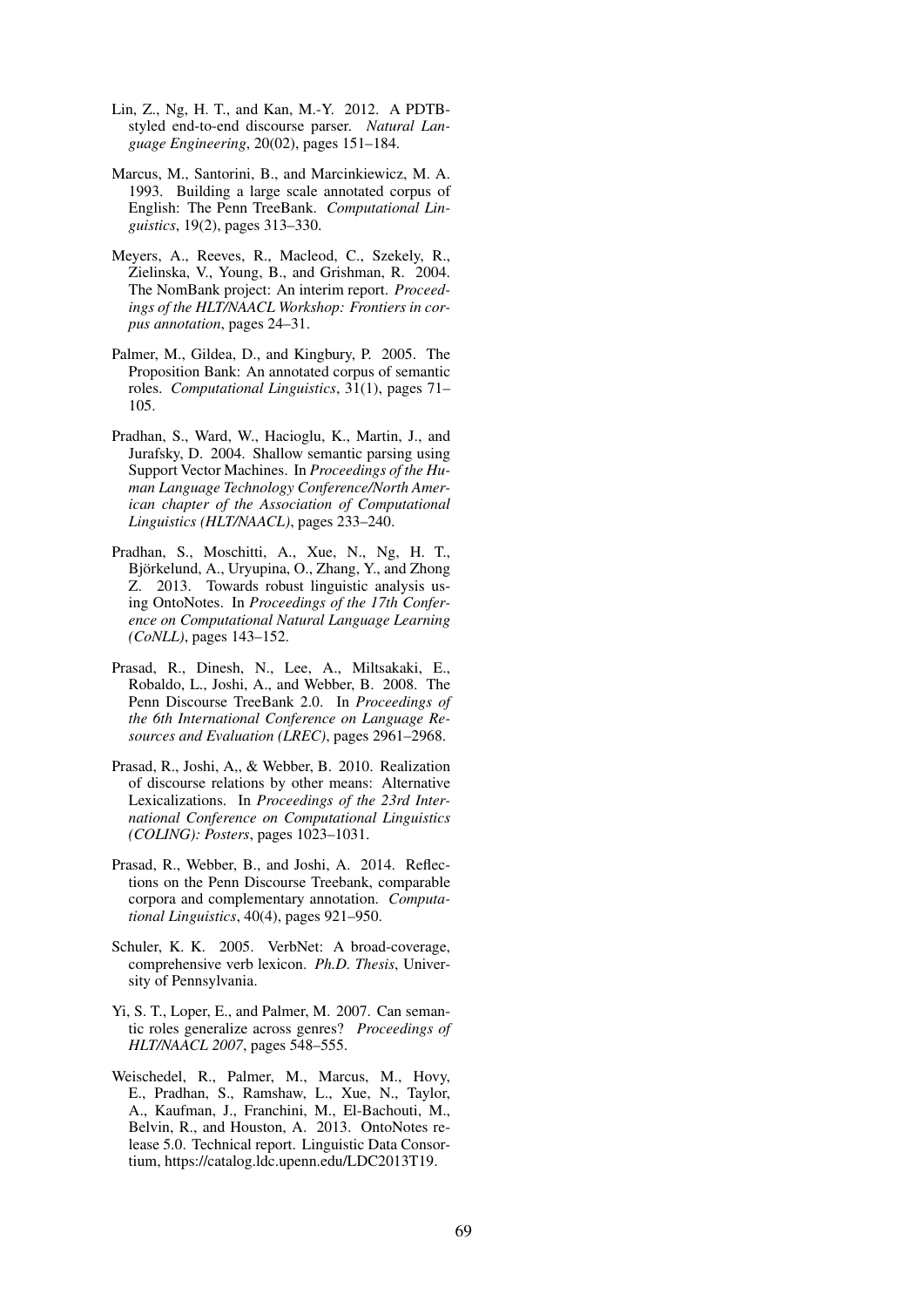Lin, Z., Ng, H. T., and Kan, M.-Y. 2012. A PDTB-styled end-to-end discourse parser. *Natural Language Engineering*, 20(02), pages 151–184.

Marcus, M., Santorini, B., and Marcinkiewicz, M. A. 1993. Building a large scale annotated corpus of English: The Penn TreeBank. *Computational Linguistics*, 19(2), pages 313–330.

Meyers, A., Reeves, R., Macleod, C., Szekely, R., Zielinska, V., Young, B., and Grishman, R. 2004. The NomBank project: An interim report. *Proceedings of the HLT/NAACL Workshop: Frontiers in corpus annotation*, pages 24–31.

Palmer, M., Gildea, D., and Kingbury, P. 2005. The Proposition Bank: An annotated corpus of semantic roles. *Computational Linguistics*, 31(1), pages 71–105.

Pradhan, S., Ward, W., Hacioglu, K., Martin, J., and Jurafsky, D. 2004. Shallow semantic parsing using Support Vector Machines. In *Proceedings of the Human Language Technology Conference/North American chapter of the Association of Computational Linguistics (HLT/NAACL)*, pages 233–240.

Pradhan, S., Moschitti, A., Xue, N., Ng, H. T., Björkelund, A., Uryupina, O., Zhang, Y., and Zhong Z. 2013. Towards robust linguistic analysis using OntoNotes. In *Proceedings of the 17th Conference on Computational Natural Language Learning (CoNLL)*, pages 143–152.

Prasad, R., Dinesh, N., Lee, A., Miltsakaki, E., Robaldo, L., Joshi, A., and Webber, B. 2008. The Penn Discourse TreeBank 2.0. In *Proceedings of the 6th International Conference on Language Resources and Evaluation (LREC)*, pages 2961–2968.

Prasad, R., Joshi, A,, & Webber, B. 2010. Realization of discourse relations by other means: Alternative Lexicalizations. In *Proceedings of the 23rd International Conference on Computational Linguistics (COLING): Posters*, pages 1023–1031.

Prasad, R., Webber, B., and Joshi, A. 2014. Reflections on the Penn Discourse Treebank, comparable corpora and complementary annotation. *Computational Linguistics*, 40(4), pages 921–950.

Schuler, K. K. 2005. VerbNet: A broad-coverage, comprehensive verb lexicon. *Ph.D. Thesis*, University of Pennsylvania.

Yi, S. T., Loper, E., and Palmer, M. 2007. Can semantic roles generalize across genres? *Proceedings of HLT/NAACL 2007*, pages 548–555.

Weischedel, R., Palmer, M., Marcus, M., Hovy, E., Pradhan, S., Ramshaw, L., Xue, N., Taylor, A., Kaufman, J., Franchini, M., El-Bachouti, M., Belvin, R., and Houston, A. 2013. OntoNotes release 5.0. Technical report. Linguistic Data Consortium, https://catalog.ldc.upenn.edu/LDC2013T19.